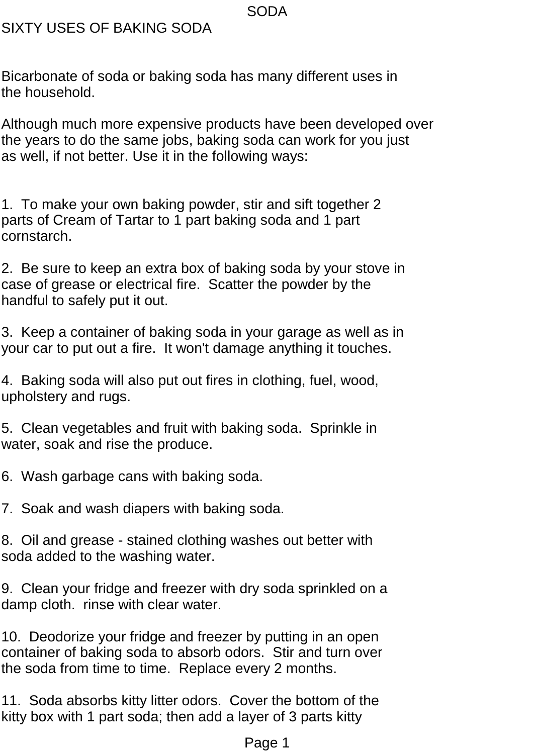# SIXTY USES OF BAKING SODA

Bicarbonate of soda or baking soda has many different uses in the household.

Although much more expensive products have been developed over the years to do the same jobs, baking soda can work for you just as well, if not better. Use it in the following ways:

1. To make your own baking powder, stir and sift together 2 parts of Cream of Tartar to 1 part baking soda and 1 part cornstarch.

2. Be sure to keep an extra box of baking soda by your stove in case of grease or electrical fire. Scatter the powder by the handful to safely put it out.

3. Keep a container of baking soda in your garage as well as in your car to put out a fire. It won't damage anything it touches.

4. Baking soda will also put out fires in clothing, fuel, wood, upholstery and rugs.

5. Clean vegetables and fruit with baking soda. Sprinkle in water, soak and rise the produce.

6. Wash garbage cans with baking soda.

7. Soak and wash diapers with baking soda.

8. Oil and grease - stained clothing washes out better with soda added to the washing water.

9. Clean your fridge and freezer with dry soda sprinkled on a damp cloth. rinse with clear water.

10. Deodorize your fridge and freezer by putting in an open container of baking soda to absorb odors. Stir and turn over the soda from time to time. Replace every 2 months.

11. Soda absorbs kitty litter odors. Cover the bottom of the kitty box with 1 part soda; then add a layer of 3 parts kitty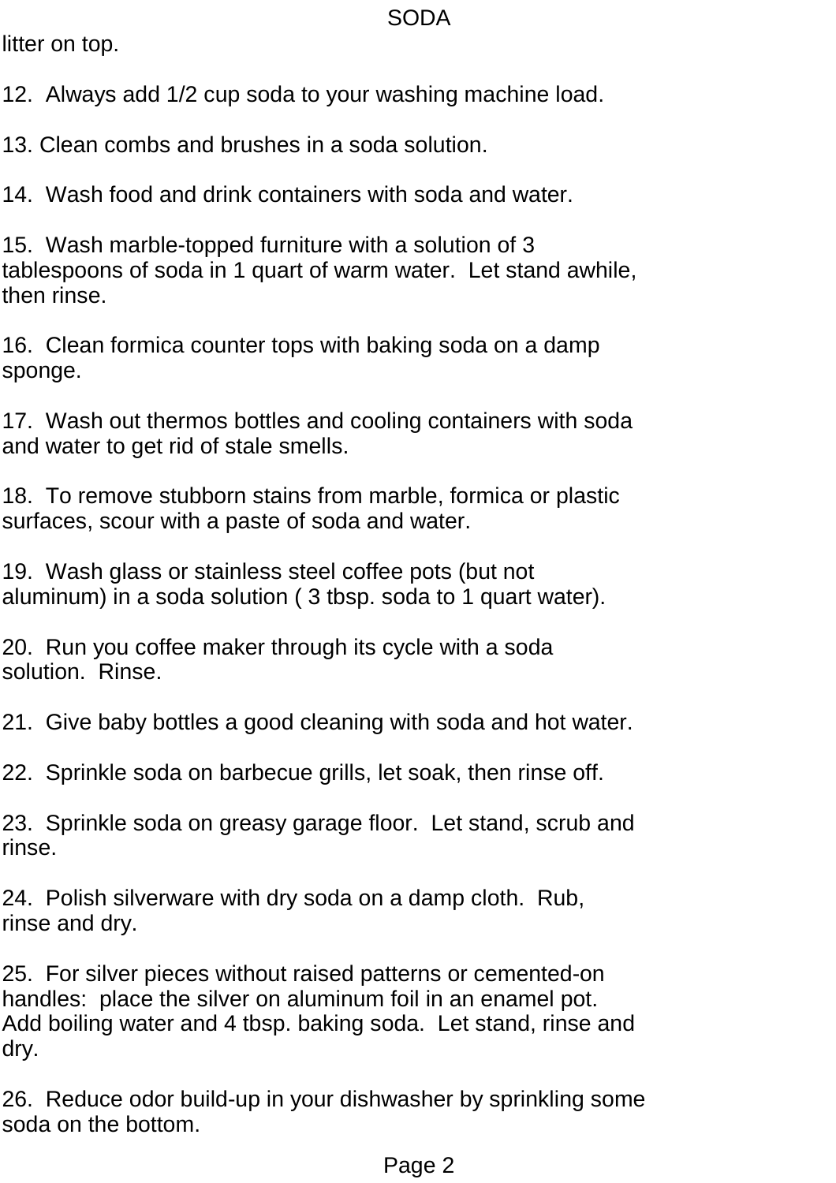litter on top.

12. Always add 1/2 cup soda to your washing machine load.

13. Clean combs and brushes in a soda solution.

14. Wash food and drink containers with soda and water.

15. Wash marble-topped furniture with a solution of 3 tablespoons of soda in 1 quart of warm water. Let stand awhile, then rinse.

16. Clean formica counter tops with baking soda on a damp sponge.

17. Wash out thermos bottles and cooling containers with soda and water to get rid of stale smells.

18. To remove stubborn stains from marble, formica or plastic surfaces, scour with a paste of soda and water.

19. Wash glass or stainless steel coffee pots (but not aluminum) in a soda solution ( 3 tbsp. soda to 1 quart water).

20. Run you coffee maker through its cycle with a soda solution. Rinse.

21. Give baby bottles a good cleaning with soda and hot water.

22. Sprinkle soda on barbecue grills, let soak, then rinse off.

23. Sprinkle soda on greasy garage floor. Let stand, scrub and rinse.

24. Polish silverware with dry soda on a damp cloth. Rub, rinse and dry.

25. For silver pieces without raised patterns or cemented-on handles: place the silver on aluminum foil in an enamel pot. Add boiling water and 4 tbsp. baking soda. Let stand, rinse and dry.

26. Reduce odor build-up in your dishwasher by sprinkling some soda on the bottom.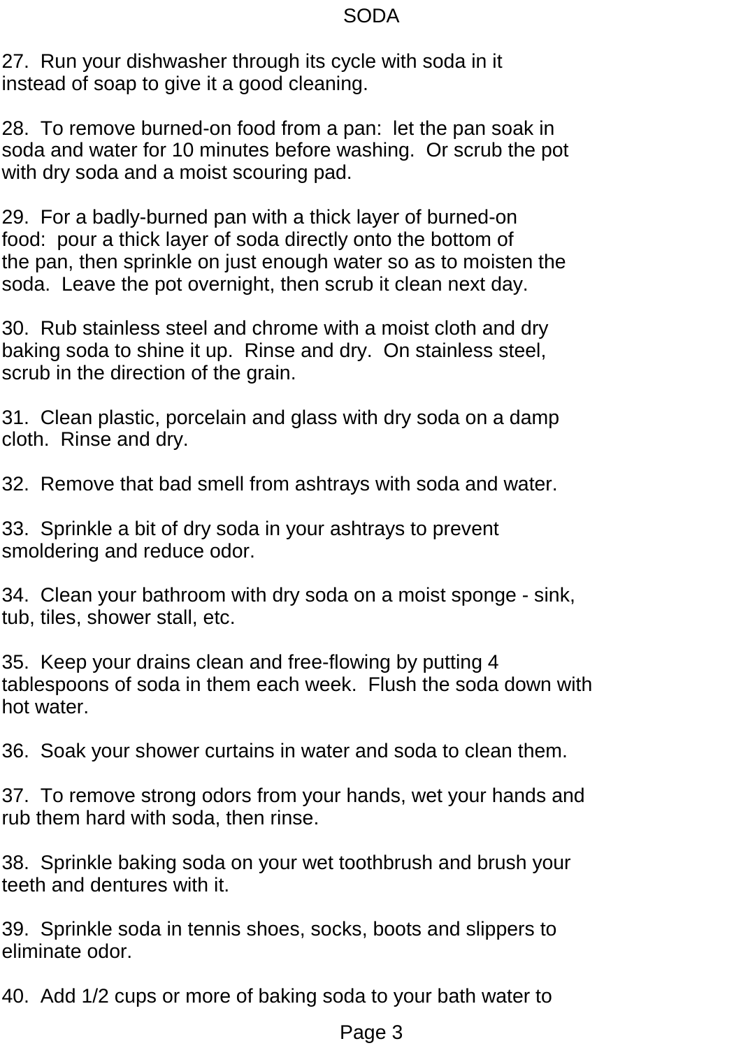27. Run your dishwasher through its cycle with soda in it instead of soap to give it a good cleaning.

28. To remove burned-on food from a pan: let the pan soak in soda and water for 10 minutes before washing. Or scrub the pot with dry soda and a moist scouring pad.

29. For a badly-burned pan with a thick layer of burned-on food: pour a thick layer of soda directly onto the bottom of the pan, then sprinkle on just enough water so as to moisten the soda. Leave the pot overnight, then scrub it clean next day.

30. Rub stainless steel and chrome with a moist cloth and dry baking soda to shine it up. Rinse and dry. On stainless steel, scrub in the direction of the grain.

31. Clean plastic, porcelain and glass with dry soda on a damp cloth. Rinse and dry.

32. Remove that bad smell from ashtrays with soda and water.

33. Sprinkle a bit of dry soda in your ashtrays to prevent smoldering and reduce odor.

34. Clean your bathroom with dry soda on a moist sponge - sink, tub, tiles, shower stall, etc.

35. Keep your drains clean and free-flowing by putting 4 tablespoons of soda in them each week. Flush the soda down with hot water.

36. Soak your shower curtains in water and soda to clean them.

37. To remove strong odors from your hands, wet your hands and rub them hard with soda, then rinse.

38. Sprinkle baking soda on your wet toothbrush and brush your teeth and dentures with it.

39. Sprinkle soda in tennis shoes, socks, boots and slippers to eliminate odor.

40. Add 1/2 cups or more of baking soda to your bath water to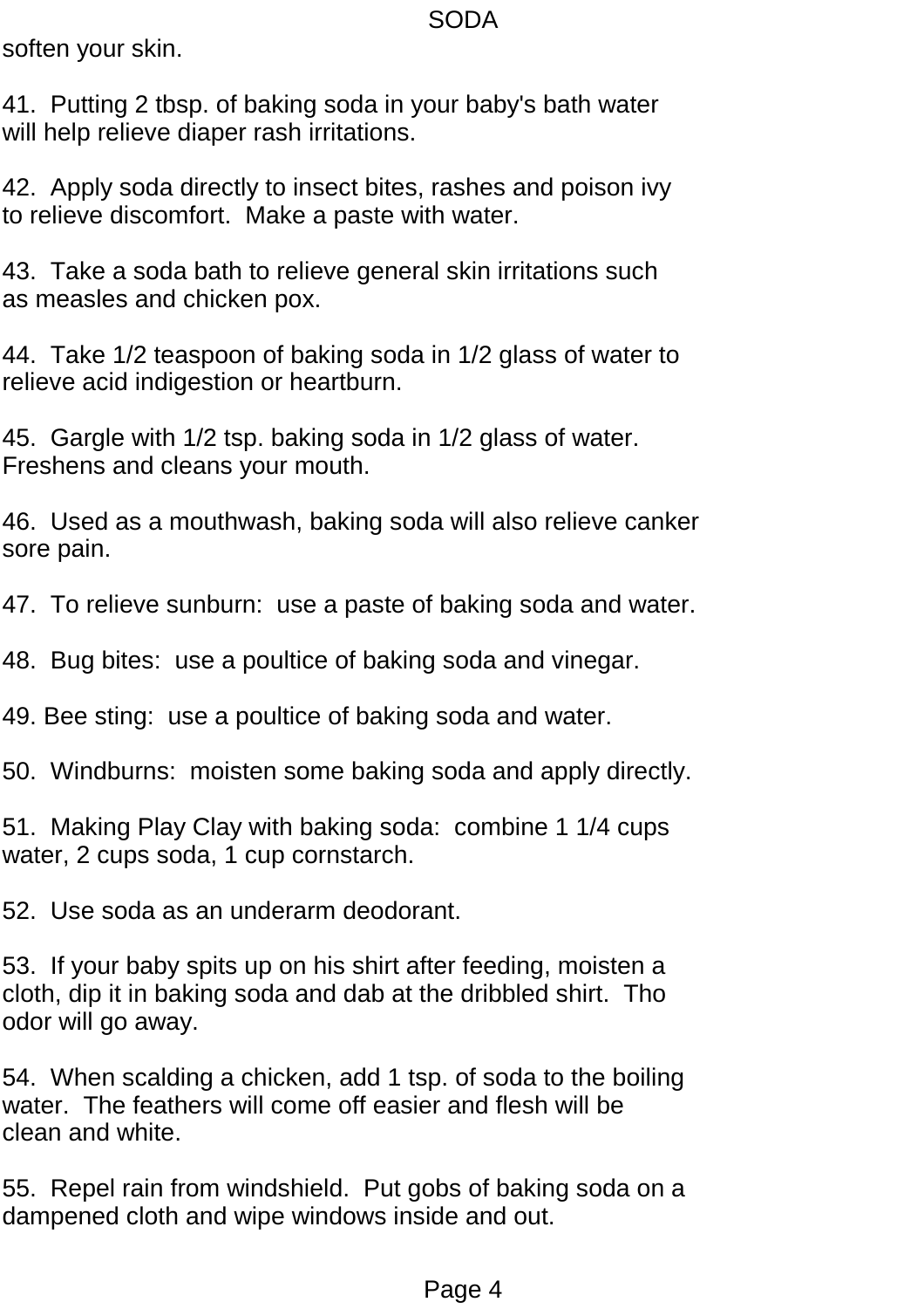soften your skin.

41.  Putting 2 tbsp. of baking soda in your baby's bath water will help relieve diaper rash irritations.

42.  Apply soda directly to insect bites, rashes and poison ivy to relieve discomfort.  Make a paste with water.

43.  Take a soda bath to relieve general skin irritations such as measles and chicken pox.

44.  Take 1/2 teaspoon of baking soda in 1/2 glass of water to relieve acid indigestion or heartburn.

45.  Gargle with 1/2 tsp. baking soda in 1/2 glass of water. Freshens and cleans your mouth.

46.  Used as a mouthwash, baking soda will also relieve canker sore pain.

47.  To relieve sunburn:  use a paste of baking soda and water.

48.  Bug bites:  use a poultice of baking soda and vinegar.

49. Bee sting:  use a poultice of baking soda and water.

50.  Windburns:  moisten some baking soda and apply directly.

51.  Making Play Clay with baking soda:  combine 1 1/4 cups water, 2 cups soda, 1 cup cornstarch.

52.  Use soda as an underarm deodorant.

53.  If your baby spits up on his shirt after feeding, moisten a cloth, dip it in baking soda and dab at the dribbled shirt.  Tho odor will go away.

54.  When scalding a chicken, add 1 tsp. of soda to the boiling water.  The feathers will come off easier and flesh will be clean and white.

55.  Repel rain from windshield.  Put gobs of baking soda on a dampened cloth and wipe windows inside and out.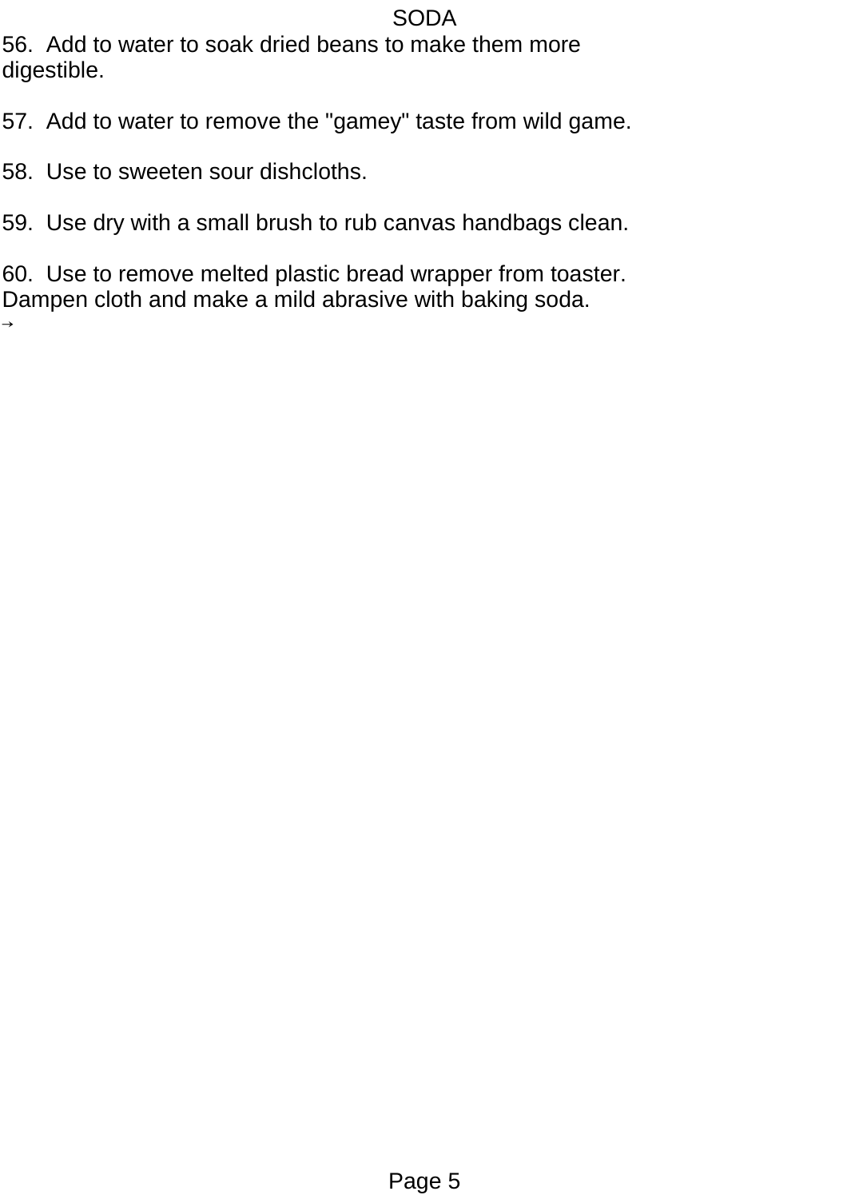56.  Add to water to soak dried beans to make them more digestible.

57.  Add to water to remove the "gamey" taste from wild game.

58.  Use to sweeten sour dishcloths.

59.  Use dry with a small brush to rub canvas handbags clean.

60.  Use to remove melted plastic bread wrapper from toaster. Dampen cloth and make a mild abrasive with baking soda.
→